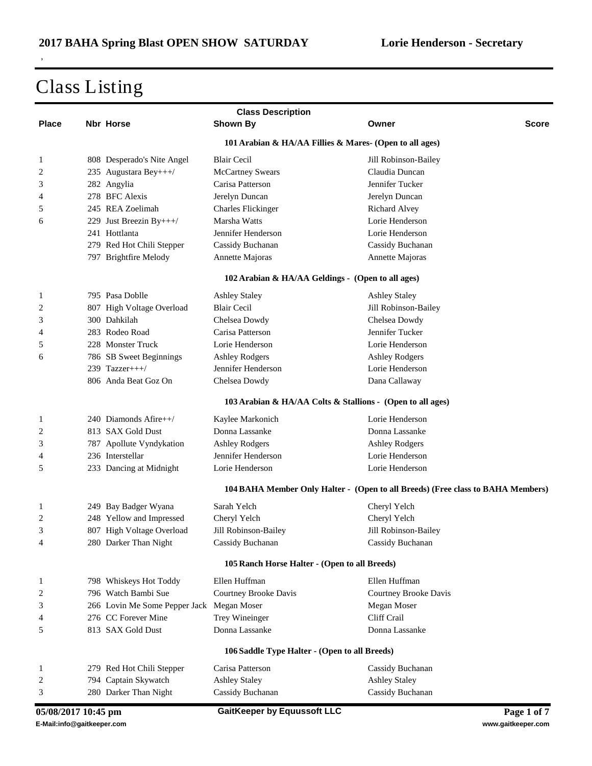## 2017 BAHA Spring Blast OPEN SHOW SATURDAY — Lorie Henderson - Secretary

# Class Listing

| Place | Nbr | Horse | Shown By | Owner | Score |
|---|---|---|---|---|---|
| | | **101 Arabian & HA/AA Fillies & Mares- (Open to all ages)** | | | |
| 1 | 808 | Desperado's Nite Angel | Blair Cecil | Jill Robinson-Bailey | |
| 2 | 235 | Augustara Bey+++/ | McCartney Swears | Claudia Duncan | |
| 3 | 282 | Angylia | Carisa Patterson | Jennifer Tucker | |
| 4 | 278 | BFC Alexis | Jerelyn Duncan | Jerelyn Duncan | |
| 5 | 245 | REA Zoelimah | Charles Flickinger | Richard Alvey | |
| 6 | 229 | Just Breezin By+++/ | Marsha Watts | Lorie Henderson | |
| | 241 | Hottlanta | Jennifer Henderson | Lorie Henderson | |
| | 279 | Red Hot Chili Stepper | Cassidy Buchanan | Cassidy Buchanan | |
| | 797 | Brightfire Melody | Annette Majoras | Annette Majoras | |
| | | **102 Arabian & HA/AA Geldings - (Open to all ages)** | | | |
| 1 | 795 | Pasa Doblle | Ashley Staley | Ashley Staley | |
| 2 | 807 | High Voltage Overload | Blair Cecil | Jill Robinson-Bailey | |
| 3 | 300 | Dahkilah | Chelsea Dowdy | Chelsea Dowdy | |
| 4 | 283 | Rodeo Road | Carisa Patterson | Jennifer Tucker | |
| 5 | 228 | Monster Truck | Lorie Henderson | Lorie Henderson | |
| 6 | 786 | SB Sweet Beginnings | Ashley Rodgers | Ashley Rodgers | |
| | 239 | Tazzer+++/ | Jennifer Henderson | Lorie Henderson | |
| | 806 | Anda Beat Goz On | Chelsea Dowdy | Dana Callaway | |
| | | **103 Arabian & HA/AA Colts & Stallions - (Open to all ages)** | | | |
| 1 | 240 | Diamonds Afire++/ | Kaylee Markonich | Lorie Henderson | |
| 2 | 813 | SAX Gold Dust | Donna Lassanke | Donna Lassanke | |
| 3 | 787 | Apollute Vyndykation | Ashley Rodgers | Ashley Rodgers | |
| 4 | 236 | Interstellar | Jennifer Henderson | Lorie Henderson | |
| 5 | 233 | Dancing at Midnight | Lorie Henderson | Lorie Henderson | |
| | | **104 BAHA Member Only Halter - (Open to all Breeds) (Free class to BAHA Members)** | | | |
| 1 | 249 | Bay Badger Wyana | Sarah Yelch | Cheryl Yelch | |
| 2 | 248 | Yellow and Impressed | Cheryl Yelch | Cheryl Yelch | |
| 3 | 807 | High Voltage Overload | Jill Robinson-Bailey | Jill Robinson-Bailey | |
| 4 | 280 | Darker Than Night | Cassidy Buchanan | Cassidy Buchanan | |
| | | **105 Ranch Horse Halter - (Open to all Breeds)** | | | |
| 1 | 798 | Whiskeys Hot Toddy | Ellen Huffman | Ellen Huffman | |
| 2 | 796 | Watch Bambi Sue | Courtney Brooke Davis | Courtney Brooke Davis | |
| 3 | 266 | Lovin Me Some Pepper Jack | Megan Moser | Megan Moser | |
| 4 | 276 | CC Forever Mine | Trey Wineinger | Cliff Crail | |
| 5 | 813 | SAX Gold Dust | Donna Lassanke | Donna Lassanke | |
| | | **106 Saddle Type Halter - (Open to all Breeds)** | | | |
| 1 | 279 | Red Hot Chili Stepper | Carisa Patterson | Cassidy Buchanan | |
| 2 | 794 | Captain Skywatch | Ashley Staley | Ashley Staley | |
| 3 | 280 | Darker Than Night | Cassidy Buchanan | Cassidy Buchanan | |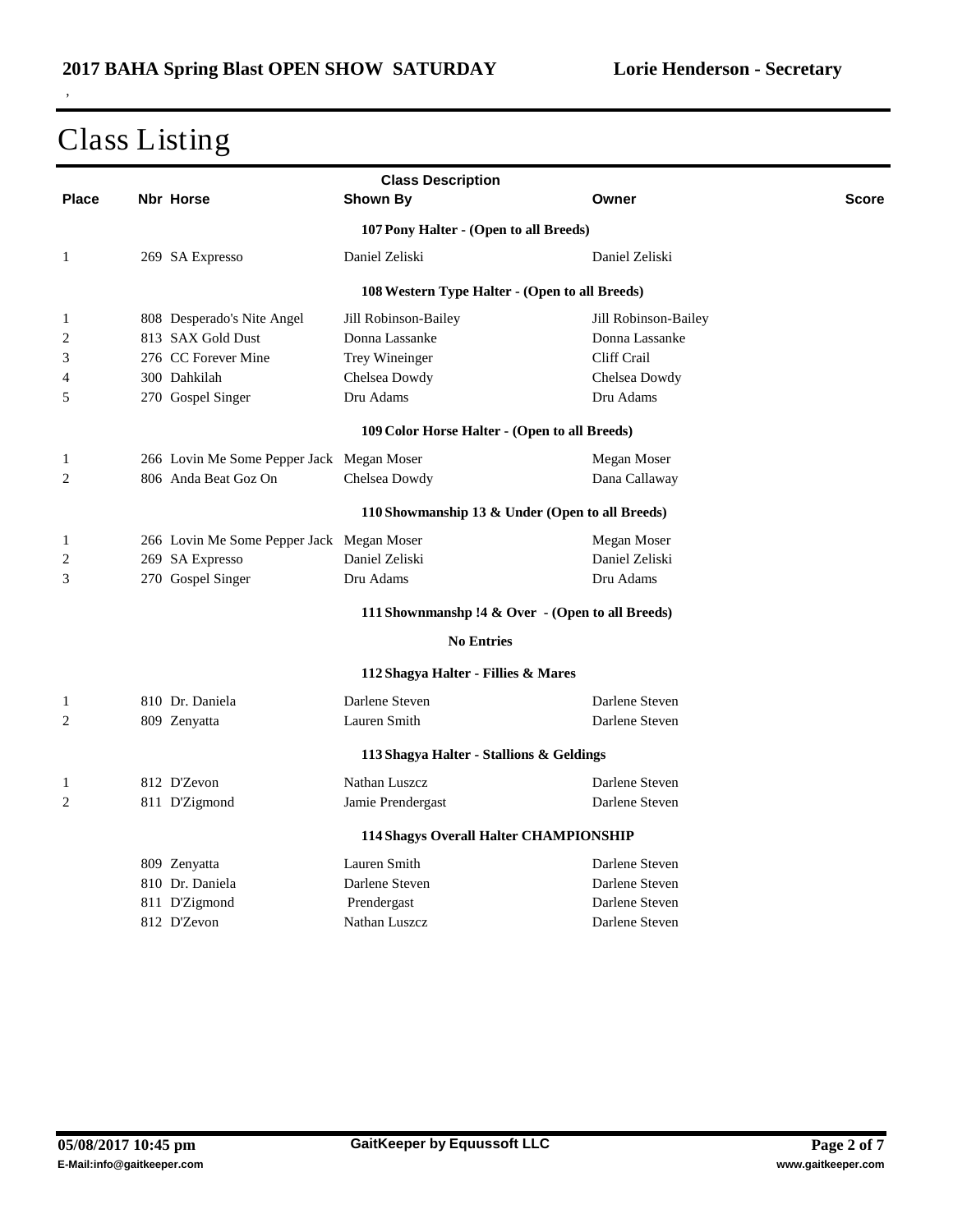# Class Listing

| Place | Nbr | Horse | Shown By | Owner | Score |
|---|---|---|---|---|---|
| | | **107 Pony Halter - (Open to all Breeds)** | | | |
| 1 | 269 | SA Expresso | Daniel Zeliski | Daniel Zeliski | |
| | | **108 Western Type Halter - (Open to all Breeds)** | | | |
| 1 | 808 | Desperado's Nite Angel | Jill Robinson-Bailey | Jill Robinson-Bailey | |
| 2 | 813 | SAX Gold Dust | Donna Lassanke | Donna Lassanke | |
| 3 | 276 | CC Forever Mine | Trey Wineinger | Cliff Crail | |
| 4 | 300 | Dahkilah | Chelsea Dowdy | Chelsea Dowdy | |
| 5 | 270 | Gospel Singer | Dru Adams | Dru Adams | |
| | | **109 Color Horse Halter - (Open to all Breeds)** | | | |
| 1 | 266 | Lovin Me Some Pepper Jack | Megan Moser | Megan Moser | |
| 2 | 806 | Anda Beat Goz On | Chelsea Dowdy | Dana Callaway | |
| | | **110 Showmanship 13 & Under (Open to all Breeds)** | | | |
| 1 | 266 | Lovin Me Some Pepper Jack | Megan Moser | Megan Moser | |
| 2 | 269 | SA Expresso | Daniel Zeliski | Daniel Zeliski | |
| 3 | 270 | Gospel Singer | Dru Adams | Dru Adams | |
| | | **111 Shownmanshp !4 & Over - (Open to all Breeds)** | | | |
| | | **No Entries** | | | |
| | | **112 Shagya Halter - Fillies & Mares** | | | |
| 1 | 810 | Dr. Daniela | Darlene Steven | Darlene Steven | |
| 2 | 809 | Zenyatta | Lauren Smith | Darlene Steven | |
| | | **113 Shagya Halter - Stallions & Geldings** | | | |
| 1 | 812 | D'Zevon | Nathan Luszcz | Darlene Steven | |
| 2 | 811 | D'Zigmond | Jamie Prendergast | Darlene Steven | |
| | | **114 Shagys Overall Halter CHAMPIONSHIP** | | | |
| | 809 | Zenyatta | Lauren Smith | Darlene Steven | |
| | 810 | Dr. Daniela | Darlene Steven | Darlene Steven | |
| | 811 | D'Zigmond | Prendergast | Darlene Steven | |
| | 812 | D'Zevon | Nathan Luszcz | Darlene Steven | |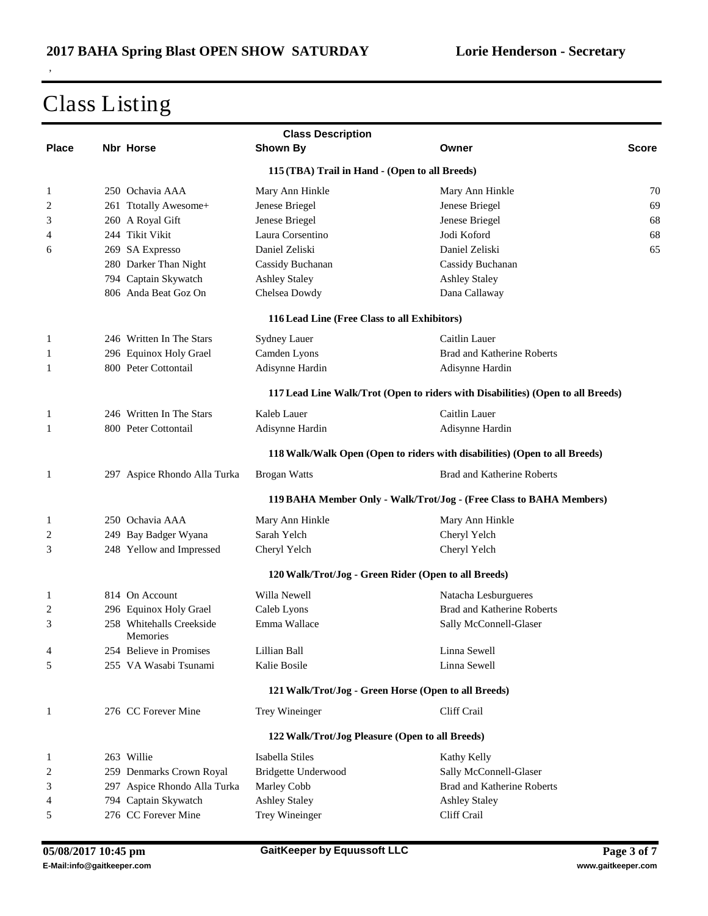# Class Listing

| Place | Nbr Horse | Shown By | Owner | Score |
|---|---|---|---|---|
| | | **115 (TBA) Trail in Hand - (Open to all Breeds)** | | |
| 1 | 250 Ochavia AAA | Mary Ann Hinkle | Mary Ann Hinkle | 70 |
| 2 | 261 Ttotally Awesome+ | Jenese Briegel | Jenese Briegel | 69 |
| 3 | 260 A Royal Gift | Jenese Briegel | Jenese Briegel | 68 |
| 4 | 244 Tikit Vikit | Laura Corsentino | Jodi Koford | 68 |
| 6 | 269 SA Expresso | Daniel Zeliski | Daniel Zeliski | 65 |
| | 280 Darker Than Night | Cassidy Buchanan | Cassidy Buchanan | |
| | 794 Captain Skywatch | Ashley Staley | Ashley Staley | |
| | 806 Anda Beat Goz On | Chelsea Dowdy | Dana Callaway | |
| | | **116 Lead Line (Free Class to all Exhibitors)** | | |
| 1 | 246 Written In The Stars | Sydney Lauer | Caitlin Lauer | |
| 1 | 296 Equinox Holy Grael | Camden Lyons | Brad and Katherine Roberts | |
| 1 | 800 Peter Cottontail | Adisynne Hardin | Adisynne Hardin | |
| | | **117 Lead Line Walk/Trot (Open to riders with Disabilities) (Open to all Breeds)** | | |
| 1 | 246 Written In The Stars | Kaleb Lauer | Caitlin Lauer | |
| 1 | 800 Peter Cottontail | Adisynne Hardin | Adisynne Hardin | |
| | | **118 Walk/Walk Open (Open to riders with disabilities) (Open to all Breeds)** | | |
| 1 | 297 Aspice Rhondo Alla Turka | Brogan Watts | Brad and Katherine Roberts | |
| | | **119 BAHA Member Only - Walk/Trot/Jog - (Free Class to BAHA Members)** | | |
| 1 | 250 Ochavia AAA | Mary Ann Hinkle | Mary Ann Hinkle | |
| 2 | 249 Bay Badger Wyana | Sarah Yelch | Cheryl Yelch | |
| 3 | 248 Yellow and Impressed | Cheryl Yelch | Cheryl Yelch | |
| | | **120 Walk/Trot/Jog - Green Rider (Open to all Breeds)** | | |
| 1 | 814 On Account | Willa Newell | Natacha Lesburgueres | |
| 2 | 296 Equinox Holy Grael | Caleb Lyons | Brad and Katherine Roberts | |
| 3 | 258 Whitehalls Creekside Memories | Emma Wallace | Sally McConnell-Glaser | |
| 4 | 254 Believe in Promises | Lillian Ball | Linna Sewell | |
| 5 | 255 VA Wasabi Tsunami | Kalie Bosile | Linna Sewell | |
| | | **121 Walk/Trot/Jog - Green Horse (Open to all Breeds)** | | |
| 1 | 276 CC Forever Mine | Trey Wineinger | Cliff Crail | |
| | | **122 Walk/Trot/Jog Pleasure (Open to all Breeds)** | | |
| 1 | 263 Willie | Isabella Stiles | Kathy Kelly | |
| 2 | 259 Denmarks Crown Royal | Bridgette Underwood | Sally McConnell-Glaser | |
| 3 | 297 Aspice Rhondo Alla Turka | Marley Cobb | Brad and Katherine Roberts | |
| 4 | 794 Captain Skywatch | Ashley Staley | Ashley Staley | |
| 5 | 276 CC Forever Mine | Trey Wineinger | Cliff Crail | |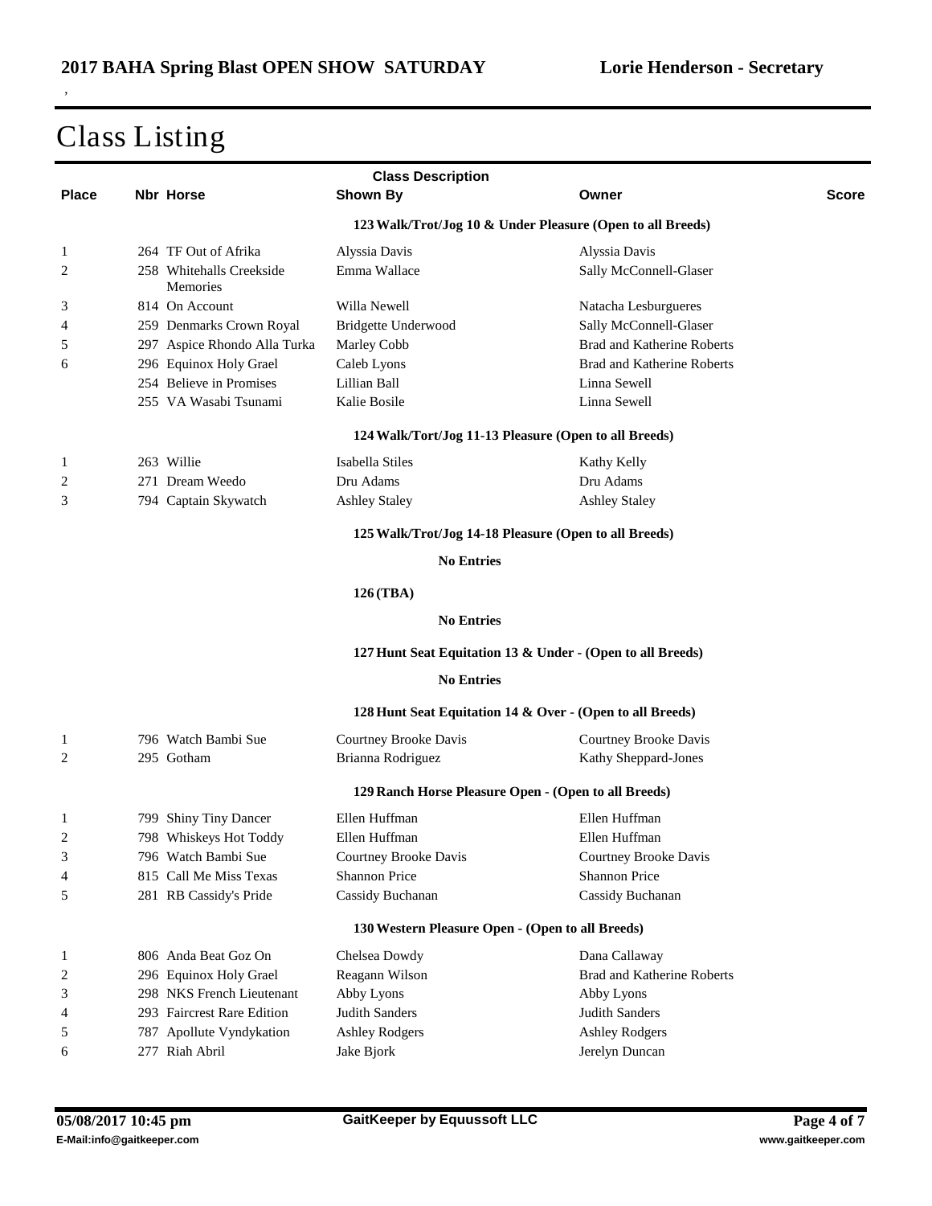# Class Listing

| Place | Nbr | Horse | Shown By | Owner | Score |
|---|---|---|---|---|---|
| | | **123 Walk/Trot/Jog 10 & Under Pleasure (Open to all Breeds)** | | | |
| 1 | 264 | TF Out of Afrika | Alyssia Davis | Alyssia Davis | |
| 2 | 258 | Whitehalls Creekside Memories | Emma Wallace | Sally McConnell-Glaser | |
| 3 | 814 | On Account | Willa Newell | Natacha Lesburgueres | |
| 4 | 259 | Denmarks Crown Royal | Bridgette Underwood | Sally McConnell-Glaser | |
| 5 | 297 | Aspice Rhondo Alla Turka | Marley Cobb | Brad and Katherine Roberts | |
| 6 | 296 | Equinox Holy Grael | Caleb Lyons | Brad and Katherine Roberts | |
| | 254 | Believe in Promises | Lillian Ball | Linna Sewell | |
| | 255 | VA Wasabi Tsunami | Kalie Bosile | Linna Sewell | |
| | | **124 Walk/Tort/Jog 11-13 Pleasure (Open to all Breeds)** | | | |
| 1 | 263 | Willie | Isabella Stiles | Kathy Kelly | |
| 2 | 271 | Dream Weedo | Dru Adams | Dru Adams | |
| 3 | 794 | Captain Skywatch | Ashley Staley | Ashley Staley | |
| | | **125 Walk/Trot/Jog 14-18 Pleasure (Open to all Breeds)** | | | |
| | | **No Entries** | | | |
| | | **126 (TBA)** | | | |
| | | **No Entries** | | | |
| | | **127 Hunt Seat Equitation 13 & Under - (Open to all Breeds)** | | | |
| | | **No Entries** | | | |
| | | **128 Hunt Seat Equitation 14 & Over - (Open to all Breeds)** | | | |
| 1 | 796 | Watch Bambi Sue | Courtney Brooke Davis | Courtney Brooke Davis | |
| 2 | 295 | Gotham | Brianna Rodriguez | Kathy Sheppard-Jones | |
| | | **129 Ranch Horse Pleasure Open - (Open to all Breeds)** | | | |
| 1 | 799 | Shiny Tiny Dancer | Ellen Huffman | Ellen Huffman | |
| 2 | 798 | Whiskeys Hot Toddy | Ellen Huffman | Ellen Huffman | |
| 3 | 796 | Watch Bambi Sue | Courtney Brooke Davis | Courtney Brooke Davis | |
| 4 | 815 | Call Me Miss Texas | Shannon Price | Shannon Price | |
| 5 | 281 | RB Cassidy's Pride | Cassidy Buchanan | Cassidy Buchanan | |
| | | **130 Western Pleasure Open - (Open to all Breeds)** | | | |
| 1 | 806 | Anda Beat Goz On | Chelsea Dowdy | Dana Callaway | |
| 2 | 296 | Equinox Holy Grael | Reagann Wilson | Brad and Katherine Roberts | |
| 3 | 298 | NKS French Lieutenant | Abby Lyons | Abby Lyons | |
| 4 | 293 | Faircrest Rare Edition | Judith Sanders | Judith Sanders | |
| 5 | 787 | Apollute Vyndykation | Ashley Rodgers | Ashley Rodgers | |
| 6 | 277 | Riah Abril | Jake Bjork | Jerelyn Duncan | |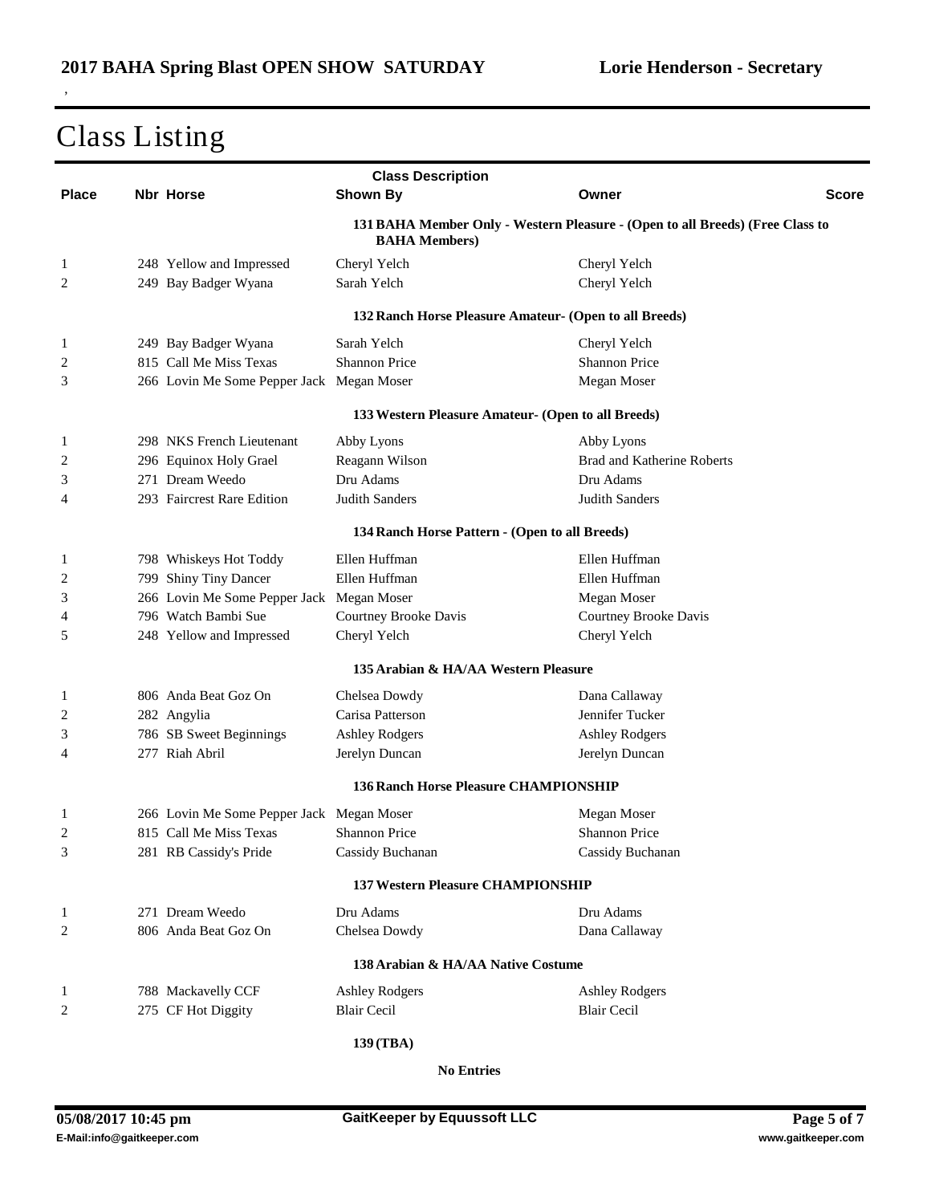# Class Listing

| Place | Nbr | Horse | Shown By | Owner | Score |
|---|---|---|---|---|---|
| | | **131 BAHA Member Only - Western Pleasure - (Open to all Breeds) (Free Class to BAHA Members)** | | | |
| 1 | 248 | Yellow and Impressed | Cheryl Yelch | Cheryl Yelch | |
| 2 | 249 | Bay Badger Wyana | Sarah Yelch | Cheryl Yelch | |
| | | **132 Ranch Horse Pleasure Amateur- (Open to all Breeds)** | | | |
| 1 | 249 | Bay Badger Wyana | Sarah Yelch | Cheryl Yelch | |
| 2 | 815 | Call Me Miss Texas | Shannon Price | Shannon Price | |
| 3 | 266 | Lovin Me Some Pepper Jack | Megan Moser | Megan Moser | |
| | | **133 Western Pleasure Amateur- (Open to all Breeds)** | | | |
| 1 | 298 | NKS French Lieutenant | Abby Lyons | Abby Lyons | |
| 2 | 296 | Equinox Holy Grael | Reagann Wilson | Brad and Katherine Roberts | |
| 3 | 271 | Dream Weedo | Dru Adams | Dru Adams | |
| 4 | 293 | Faircrest Rare Edition | Judith Sanders | Judith Sanders | |
| | | **134 Ranch Horse Pattern - (Open to all Breeds)** | | | |
| 1 | 798 | Whiskeys Hot Toddy | Ellen Huffman | Ellen Huffman | |
| 2 | 799 | Shiny Tiny Dancer | Ellen Huffman | Ellen Huffman | |
| 3 | 266 | Lovin Me Some Pepper Jack | Megan Moser | Megan Moser | |
| 4 | 796 | Watch Bambi Sue | Courtney Brooke Davis | Courtney Brooke Davis | |
| 5 | 248 | Yellow and Impressed | Cheryl Yelch | Cheryl Yelch | |
| | | **135 Arabian & HA/AA Western Pleasure** | | | |
| 1 | 806 | Anda Beat Goz On | Chelsea Dowdy | Dana Callaway | |
| 2 | 282 | Angylia | Carisa Patterson | Jennifer Tucker | |
| 3 | 786 | SB Sweet Beginnings | Ashley Rodgers | Ashley Rodgers | |
| 4 | 277 | Riah Abril | Jerelyn Duncan | Jerelyn Duncan | |
| | | **136 Ranch Horse Pleasure CHAMPIONSHIP** | | | |
| 1 | 266 | Lovin Me Some Pepper Jack | Megan Moser | Megan Moser | |
| 2 | 815 | Call Me Miss Texas | Shannon Price | Shannon Price | |
| 3 | 281 | RB Cassidy's Pride | Cassidy Buchanan | Cassidy Buchanan | |
| | | **137 Western Pleasure CHAMPIONSHIP** | | | |
| 1 | 271 | Dream Weedo | Dru Adams | Dru Adams | |
| 2 | 806 | Anda Beat Goz On | Chelsea Dowdy | Dana Callaway | |
| | | **138 Arabian & HA/AA Native Costume** | | | |
| 1 | 788 | Mackavelly CCF | Ashley Rodgers | Ashley Rodgers | |
| 2 | 275 | CF Hot Diggity | Blair Cecil | Blair Cecil | |
| | | **139 (TBA)** | | | |
| | | **No Entries** | | | |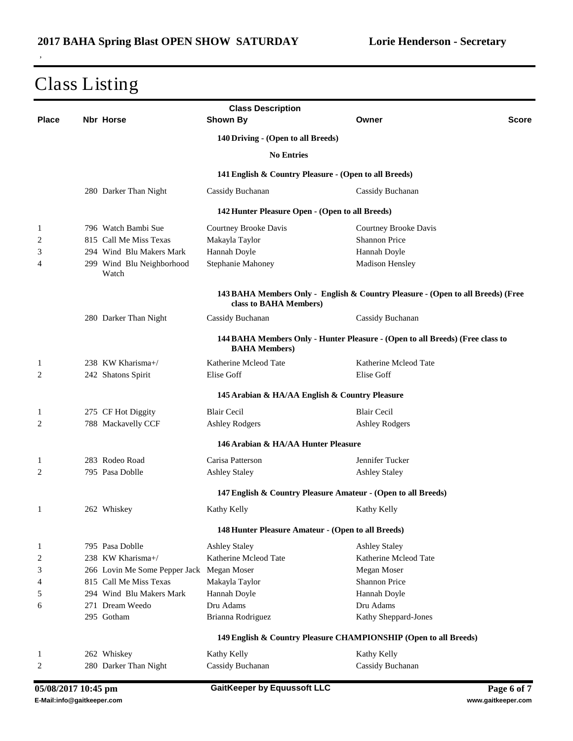## Class Listing

| Place | Nbr Horse | Shown By | Owner | Score |
|---|---|---|---|---|
| | | **140 Driving - (Open to all Breeds)** | | |
| | | **No Entries** | | |
| | | **141 English & Country Pleasure - (Open to all Breeds)** | | |
| | 280 Darker Than Night | Cassidy Buchanan | Cassidy Buchanan | |
| | | **142 Hunter Pleasure Open - (Open to all Breeds)** | | |
| 1 | 796 Watch Bambi Sue | Courtney Brooke Davis | Courtney Brooke Davis | |
| 2 | 815 Call Me Miss Texas | Makayla Taylor | Shannon Price | |
| 3 | 294 Wind Blu Makers Mark | Hannah Doyle | Hannah Doyle | |
| 4 | 299 Wind Blu Neighborhood Watch | Stephanie Mahoney | Madison Hensley | |
| | | **143 BAHA Members Only - English & Country Pleasure - (Open to all Breeds) (Free class to BAHA Members)** | | |
| | 280 Darker Than Night | Cassidy Buchanan | Cassidy Buchanan | |
| | | **144 BAHA Members Only - Hunter Pleasure - (Open to all Breeds) (Free class to BAHA Members)** | | |
| 1 | 238 KW Kharisma+/ | Katherine Mcleod Tate | Katherine Mcleod Tate | |
| 2 | 242 Shatons Spirit | Elise Goff | Elise Goff | |
| | | **145 Arabian & HA/AA English & Country Pleasure** | | |
| 1 | 275 CF Hot Diggity | Blair Cecil | Blair Cecil | |
| 2 | 788 Mackavelly CCF | Ashley Rodgers | Ashley Rodgers | |
| | | **146 Arabian & HA/AA Hunter Pleasure** | | |
| 1 | 283 Rodeo Road | Carisa Patterson | Jennifer Tucker | |
| 2 | 795 Pasa Doblle | Ashley Staley | Ashley Staley | |
| | | **147 English & Country Pleasure Amateur - (Open to all Breeds)** | | |
| 1 | 262 Whiskey | Kathy Kelly | Kathy Kelly | |
| | | **148 Hunter Pleasure Amateur - (Open to all Breeds)** | | |
| 1 | 795 Pasa Doblle | Ashley Staley | Ashley Staley | |
| 2 | 238 KW Kharisma+/ | Katherine Mcleod Tate | Katherine Mcleod Tate | |
| 3 | 266 Lovin Me Some Pepper Jack | Megan Moser | Megan Moser | |
| 4 | 815 Call Me Miss Texas | Makayla Taylor | Shannon Price | |
| 5 | 294 Wind Blu Makers Mark | Hannah Doyle | Hannah Doyle | |
| 6 | 271 Dream Weedo | Dru Adams | Dru Adams | |
| | 295 Gotham | Brianna Rodriguez | Kathy Sheppard-Jones | |
| | | **149 English & Country Pleasure CHAMPIONSHIP (Open to all Breeds)** | | |
| 1 | 262 Whiskey | Kathy Kelly | Kathy Kelly | |
| 2 | 280 Darker Than Night | Cassidy Buchanan | Cassidy Buchanan | |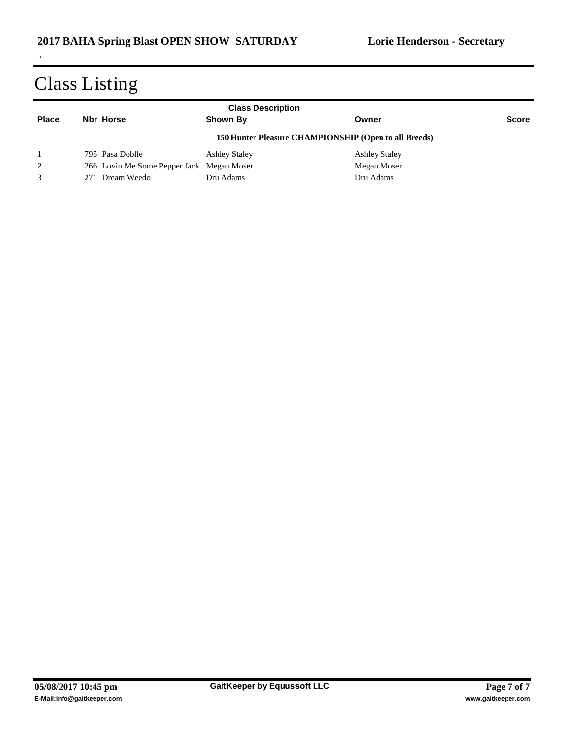# Class Listing

| Place | Nbr | Horse | Shown By | Owner | Score |
|---|---|---|---|---|---|
| | | **150 Hunter Pleasure CHAMPIONSHIP (Open to all Breeds)** | | | |
| 1 | 795 | Pasa Doblle | Ashley Staley | Ashley Staley | |
| 2 | 266 | Lovin Me Some Pepper Jack | Megan Moser | Megan Moser | |
| 3 | 271 | Dream Weedo | Dru Adams | Dru Adams | |